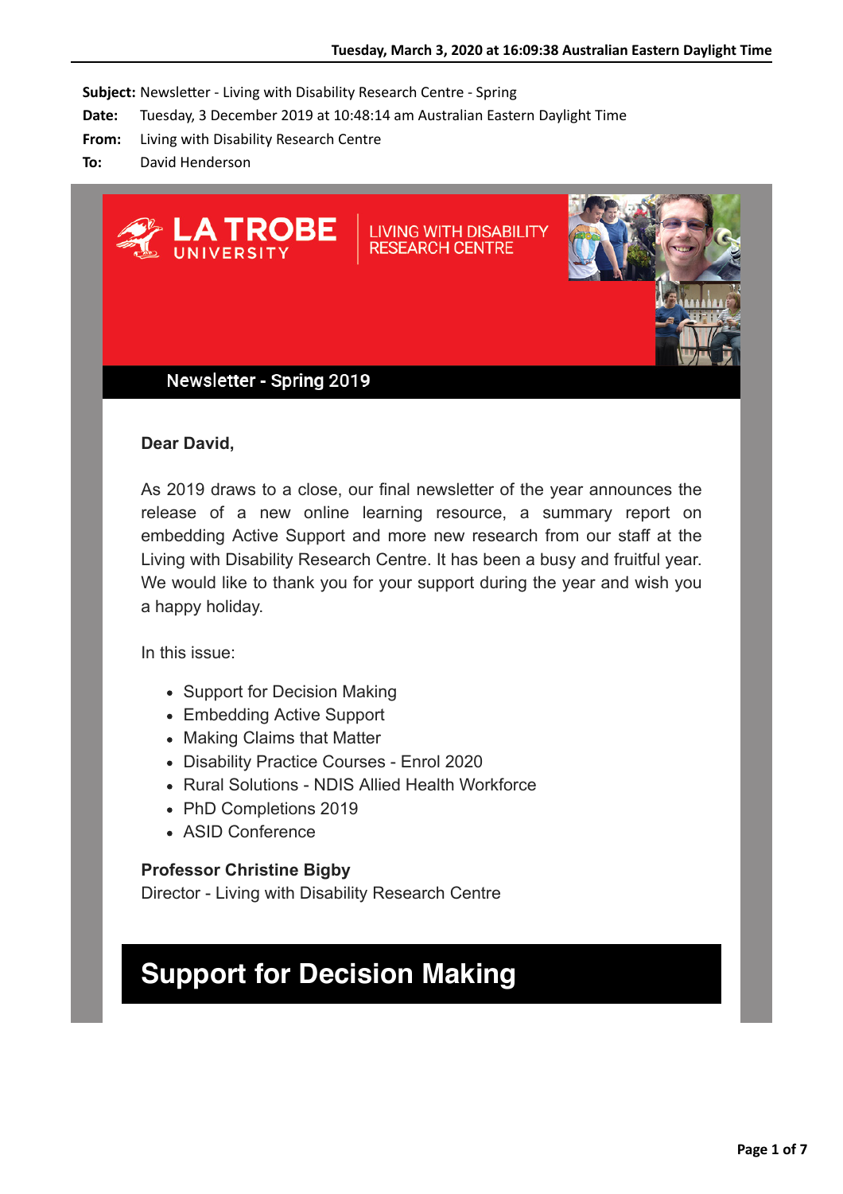**Subject:** Newsletter - Living with Disability Research Centre - Spring
**Date:** Tuesday, 3 December 2019 at 10:48:14 am Australian Eastern Daylight Time
**From:** Living with Disability Research Centre
**To:** David Henderson

LA TROBE UNIVERSITY | LIVING WITH DISABILITY RESEARCH CENTRE

Newsletter - Spring 2019

**Dear David,**

As 2019 draws to a close, our final newsletter of the year announces the release of a new online learning resource, a summary report on embedding Active Support and more new research from our staff at the Living with Disability Research Centre. It has been a busy and fruitful year. We would like to thank you for your support during the year and wish you a happy holiday.

In this issue:

- Support for Decision Making
- Embedding Active Support
- Making Claims that Matter
- Disability Practice Courses - Enrol 2020
- Rural Solutions - NDIS Allied Health Workforce
- PhD Completions 2019
- ASID Conference

**Professor Christine Bigby**
Director - Living with Disability Research Centre

# Support for Decision Making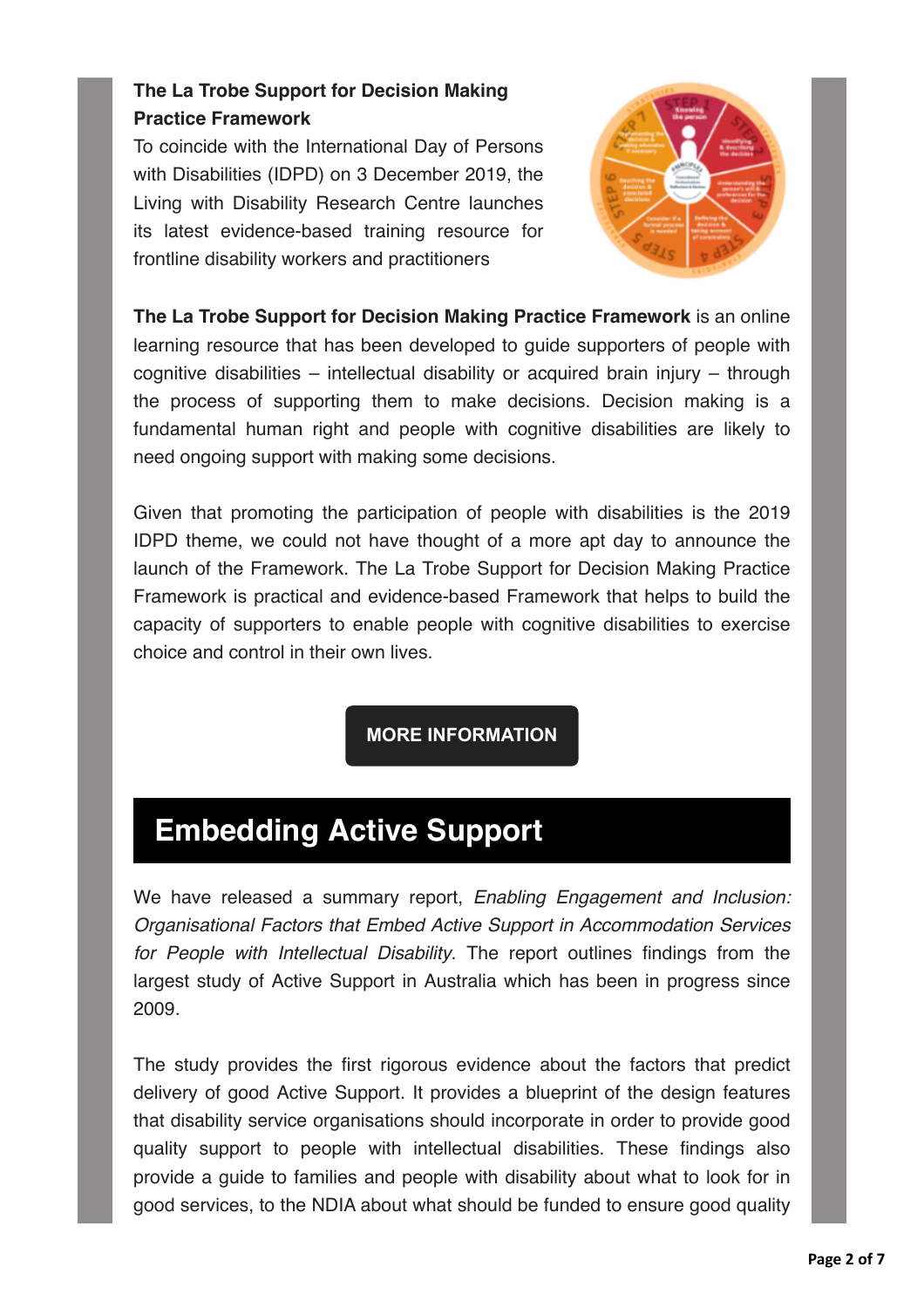**The La Trobe Support for Decision Making Practice Framework**

To coincide with the International Day of Persons with Disabilities (IDPD) on 3 December 2019, the Living with Disability Research Centre launches its latest evidence-based training resource for frontline disability workers and practitioners

**The La Trobe Support for Decision Making Practice Framework** is an online learning resource that has been developed to guide supporters of people with cognitive disabilities – intellectual disability or acquired brain injury – through the process of supporting them to make decisions. Decision making is a fundamental human right and people with cognitive disabilities are likely to need ongoing support with making some decisions.

Given that promoting the participation of people with disabilities is the 2019 IDPD theme, we could not have thought of a more apt day to announce the launch of the Framework. The La Trobe Support for Decision Making Practice Framework is practical and evidence-based Framework that helps to build the capacity of supporters to enable people with cognitive disabilities to exercise choice and control in their own lives.

**MORE INFORMATION**

## Embedding Active Support

We have released a summary report, *Enabling Engagement and Inclusion: Organisational Factors that Embed Active Support in Accommodation Services for People with Intellectual Disability*. The report outlines findings from the largest study of Active Support in Australia which has been in progress since 2009.

The study provides the first rigorous evidence about the factors that predict delivery of good Active Support. It provides a blueprint of the design features that disability service organisations should incorporate in order to provide good quality support to people with intellectual disabilities. These findings also provide a guide to families and people with disability about what to look for in good services, to the NDIA about what should be funded to ensure good quality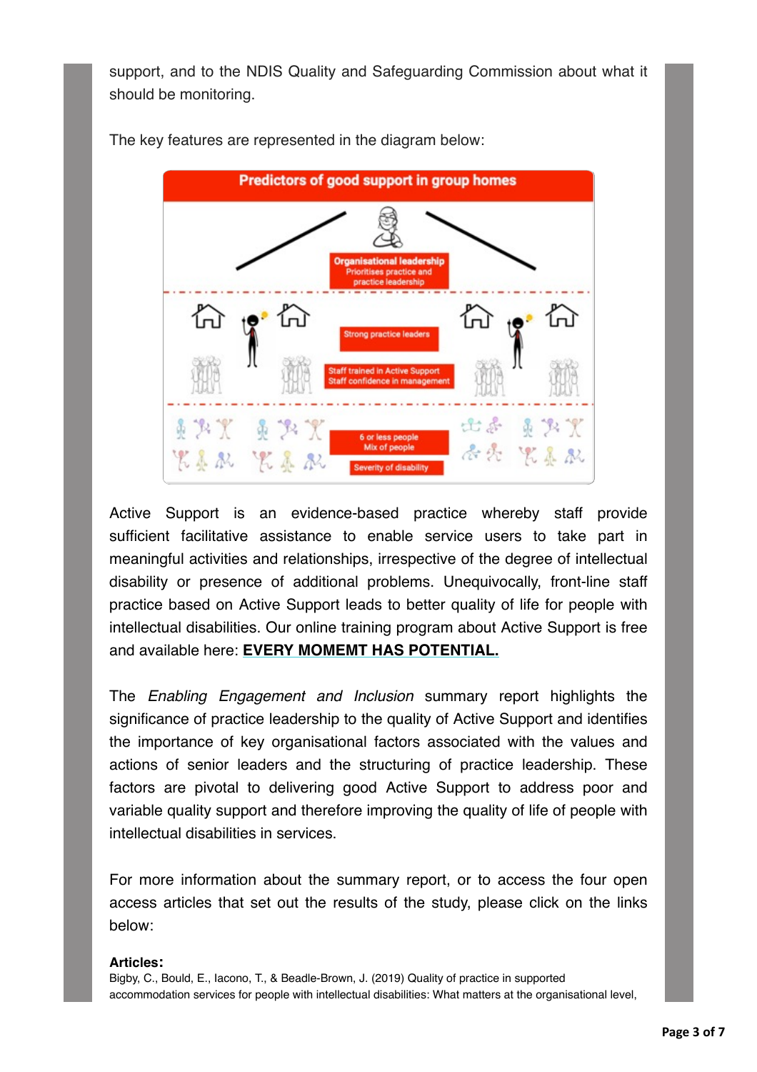support, and to the NDIS Quality and Safeguarding Commission about what it should be monitoring.

The key features are represented in the diagram below:

**Predictors of good support in group homes**

- Organisational leadership
  - Prioritises practice and practice leadership
- Strong practice leaders
- Staff trained in Active Support
- Staff confidence in management
- 6 or less people
- Mix of people
- Severity of disability

Active Support is an evidence-based practice whereby staff provide sufficient facilitative assistance to enable service users to take part in meaningful activities and relationships, irrespective of the degree of intellectual disability or presence of additional problems. Unequivocally, front-line staff practice based on Active Support leads to better quality of life for people with intellectual disabilities. Our online training program about Active Support is free and available here: **EVERY MOMEMT HAS POTENTIAL.**

The *Enabling Engagement and Inclusion* summary report highlights the significance of practice leadership to the quality of Active Support and identifies the importance of key organisational factors associated with the values and actions of senior leaders and the structuring of practice leadership. These factors are pivotal to delivering good Active Support to address poor and variable quality support and therefore improving the quality of life of people with intellectual disabilities in services.

For more information about the summary report, or to access the four open access articles that set out the results of the study, please click on the links below:

**Articles:**

Bigby, C., Bould, E., Iacono, T., & Beadle-Brown, J. (2019) Quality of practice in supported accommodation services for people with intellectual disabilities: What matters at the organisational level,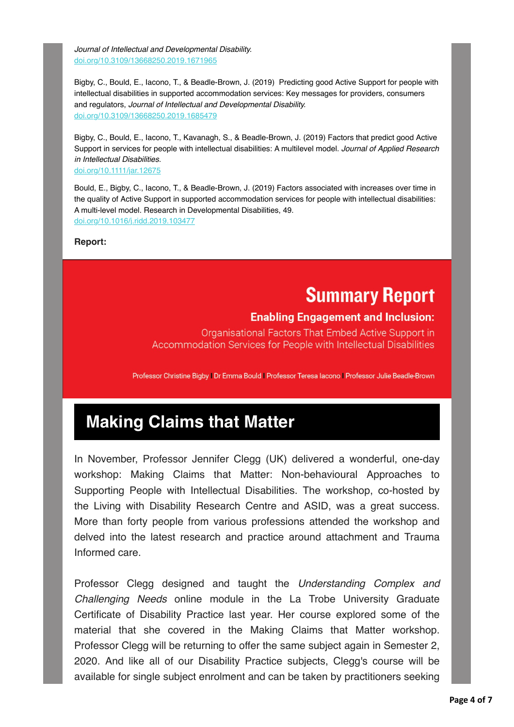*Journal of Intellectual and Developmental Disability.*
doi.org/10.3109/13668250.2019.1671965

Bigby, C., Bould, E., Iacono, T., & Beadle-Brown, J. (2019) Predicting good Active Support for people with intellectual disabilities in supported accommodation services: Key messages for providers, consumers and regulators, *Journal of Intellectual and Developmental Disability.*
doi.org/10.3109/13668250.2019.1685479

Bigby, C., Bould, E., Iacono, T., Kavanagh, S., & Beadle-Brown, J. (2019) Factors that predict good Active Support in services for people with intellectual disabilities: A multilevel model. *Journal of Applied Research in Intellectual Disabilities*.
doi.org/10.1111/jar.12675

Bould, E., Bigby, C., Iacono, T., & Beadle-Brown, J. (2019) Factors associated with increases over time in the quality of Active Support in supported accommodation services for people with intellectual disabilities: A multi-level model. Research in Developmental Disabilities, 49.
doi.org/10.1016/j.ridd.2019.103477

**Report:**

**Summary Report**

**Enabling Engagement and Inclusion:**

Organisational Factors That Embed Active Support in Accommodation Services for People with Intellectual Disabilities

Professor Christine Bigby | Dr Emma Bould | Professor Teresa Iacono | Professor Julie Beadle-Brown

## Making Claims that Matter

In November, Professor Jennifer Clegg (UK) delivered a wonderful, one-day workshop: Making Claims that Matter: Non-behavioural Approaches to Supporting People with Intellectual Disabilities. The workshop, co-hosted by the Living with Disability Research Centre and ASID, was a great success. More than forty people from various professions attended the workshop and delved into the latest research and practice around attachment and Trauma Informed care.

Professor Clegg designed and taught the *Understanding Complex and Challenging Needs* online module in the La Trobe University Graduate Certificate of Disability Practice last year. Her course explored some of the material that she covered in the Making Claims that Matter workshop. Professor Clegg will be returning to offer the same subject again in Semester 2, 2020. And like all of our Disability Practice subjects, Clegg's course will be available for single subject enrolment and can be taken by practitioners seeking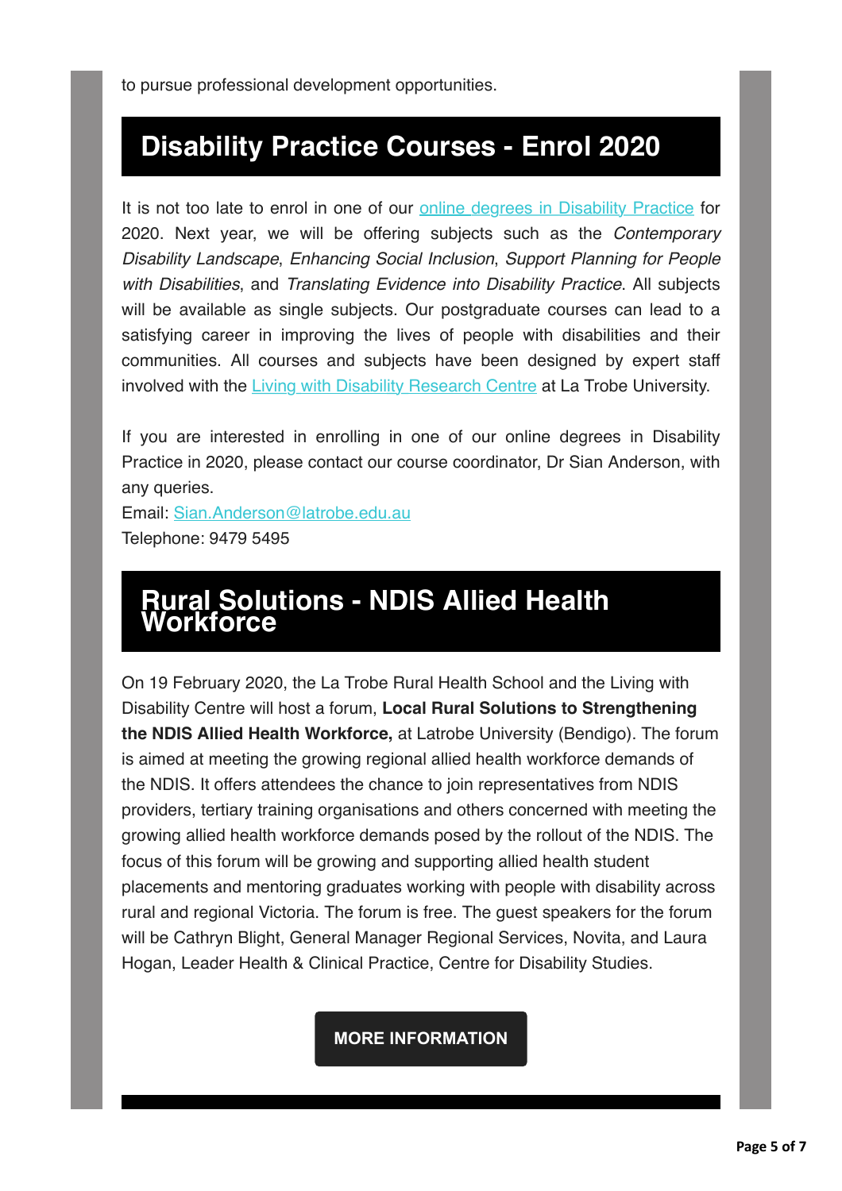to pursue professional development opportunities.

## Disability Practice Courses - Enrol 2020

It is not too late to enrol in one of our online degrees in Disability Practice for 2020. Next year, we will be offering subjects such as the *Contemporary Disability Landscape*, *Enhancing Social Inclusion*, *Support Planning for People with Disabilities*, and *Translating Evidence into Disability Practice*. All subjects will be available as single subjects. Our postgraduate courses can lead to a satisfying career in improving the lives of people with disabilities and their communities. All courses and subjects have been designed by expert staff involved with the Living with Disability Research Centre at La Trobe University.

If you are interested in enrolling in one of our online degrees in Disability Practice in 2020, please contact our course coordinator, Dr Sian Anderson, with any queries.
Email: Sian.Anderson@latrobe.edu.au
Telephone: 9479 5495

## Rural Solutions - NDIS Allied Health Workforce

On 19 February 2020, the La Trobe Rural Health School and the Living with Disability Centre will host a forum, **Local Rural Solutions to Strengthening the NDIS Allied Health Workforce,** at Latrobe University (Bendigo). The forum is aimed at meeting the growing regional allied health workforce demands of the NDIS. It offers attendees the chance to join representatives from NDIS providers, tertiary training organisations and others concerned with meeting the growing allied health workforce demands posed by the rollout of the NDIS. The focus of this forum will be growing and supporting allied health student placements and mentoring graduates working with people with disability across rural and regional Victoria. The forum is free. The guest speakers for the forum will be Cathryn Blight, General Manager Regional Services, Novita, and Laura Hogan, Leader Health & Clinical Practice, Centre for Disability Studies.

**MORE INFORMATION**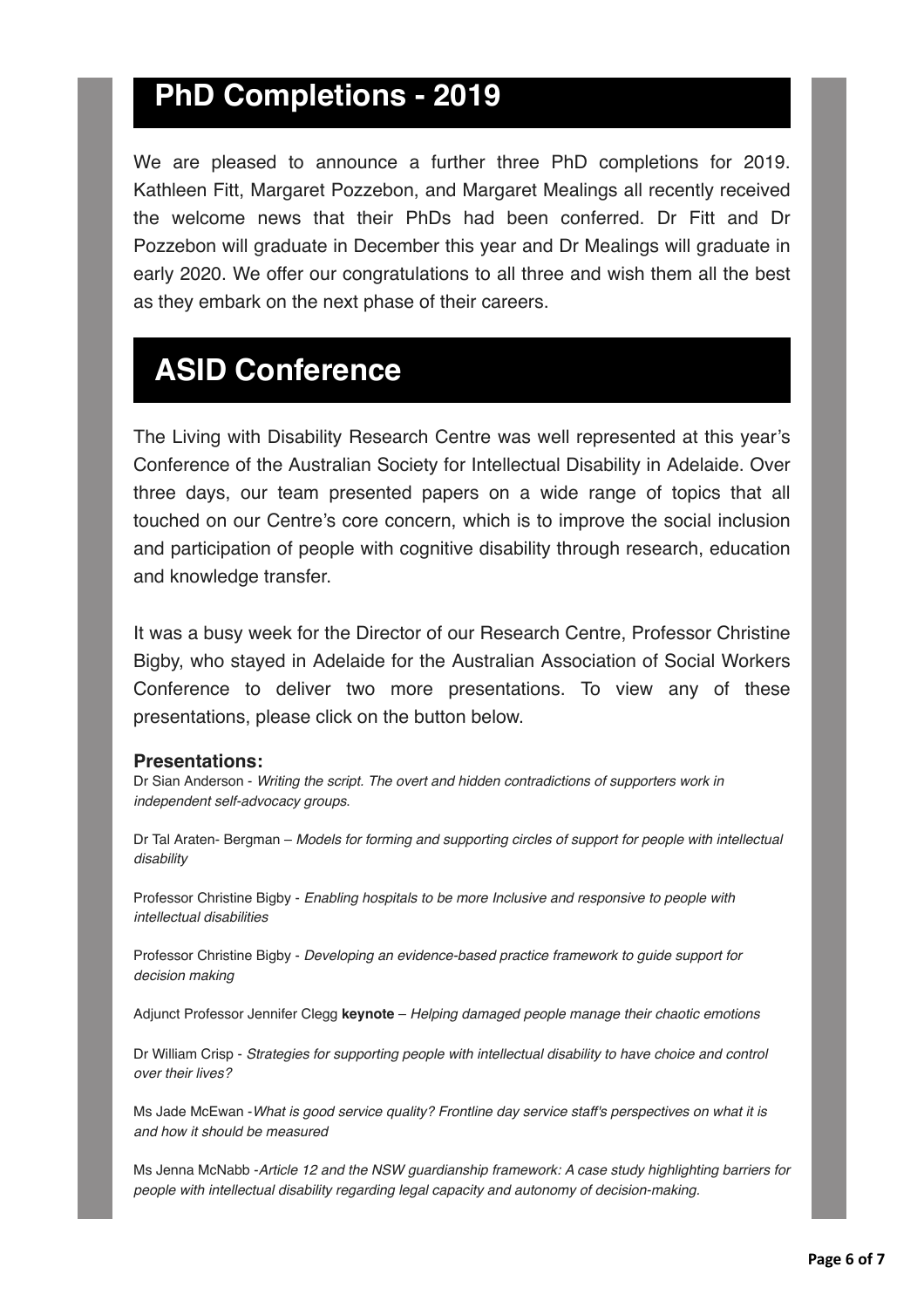## PhD Completions - 2019

We are pleased to announce a further three PhD completions for 2019. Kathleen Fitt, Margaret Pozzebon, and Margaret Mealings all recently received the welcome news that their PhDs had been conferred. Dr Fitt and Dr Pozzebon will graduate in December this year and Dr Mealings will graduate in early 2020. We offer our congratulations to all three and wish them all the best as they embark on the next phase of their careers.

## ASID Conference

The Living with Disability Research Centre was well represented at this year's Conference of the Australian Society for Intellectual Disability in Adelaide. Over three days, our team presented papers on a wide range of topics that all touched on our Centre's core concern, which is to improve the social inclusion and participation of people with cognitive disability through research, education and knowledge transfer.

It was a busy week for the Director of our Research Centre, Professor Christine Bigby, who stayed in Adelaide for the Australian Association of Social Workers Conference to deliver two more presentations. To view any of these presentations, please click on the button below.

**Presentations:**

Dr Sian Anderson - *Writing the script. The overt and hidden contradictions of supporters work in independent self-advocacy groups.*

Dr Tal Araten- Bergman – *Models for forming and supporting circles of support for people with intellectual disability*

Professor Christine Bigby - *Enabling hospitals to be more Inclusive and responsive to people with intellectual disabilities*

Professor Christine Bigby - *Developing an evidence-based practice framework to guide support for decision making*

Adjunct Professor Jennifer Clegg **keynote** – *Helping damaged people manage their chaotic emotions*

Dr William Crisp - *Strategies for supporting people with intellectual disability to have choice and control over their lives?*

Ms Jade McEwan -*What is good service quality? Frontline day service staff's perspectives on what it is and how it should be measured*

Ms Jenna McNabb -*Article 12 and the NSW guardianship framework: A case study highlighting barriers for people with intellectual disability regarding legal capacity and autonomy of decision-making.*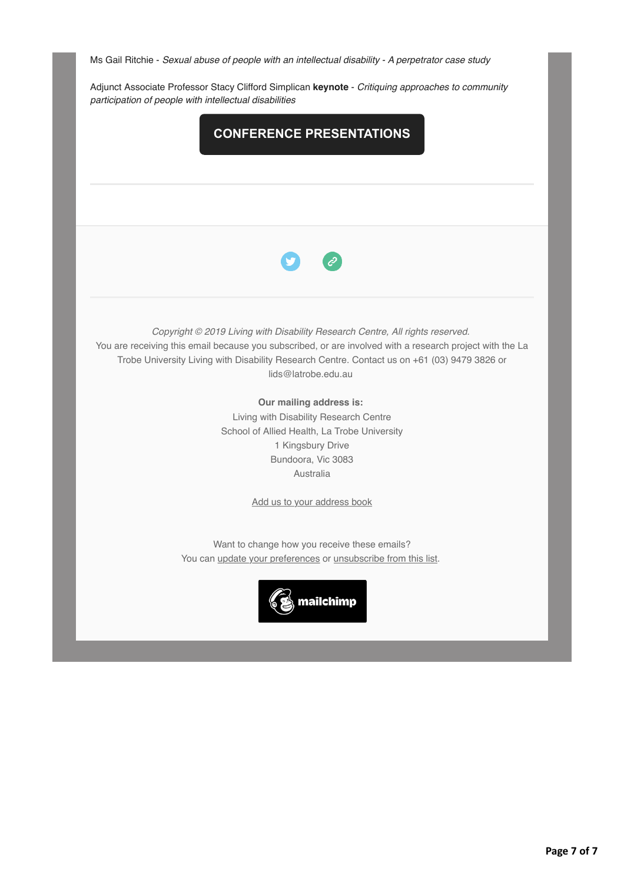Ms Gail Ritchie - *Sexual abuse of people with an intellectual disability - A perpetrator case study*

Adjunct Associate Professor Stacy Clifford Simplican **keynote** - *Critiquing approaches to community participation of people with intellectual disabilities*

**CONFERENCE PRESENTATIONS**

---

*Copyright © 2019 Living with Disability Research Centre, All rights reserved.*
You are receiving this email because you subscribed, or are involved with a research project with the La Trobe University Living with Disability Research Centre. Contact us on +61 (03) 9479 3826 or lids@latrobe.edu.au

**Our mailing address is:**
Living with Disability Research Centre
School of Allied Health, La Trobe University
1 Kingsbury Drive
Bundoora, Vic 3083
Australia

Add us to your address book

Want to change how you receive these emails?
You can update your preferences or unsubscribe from this list.

mailchimp